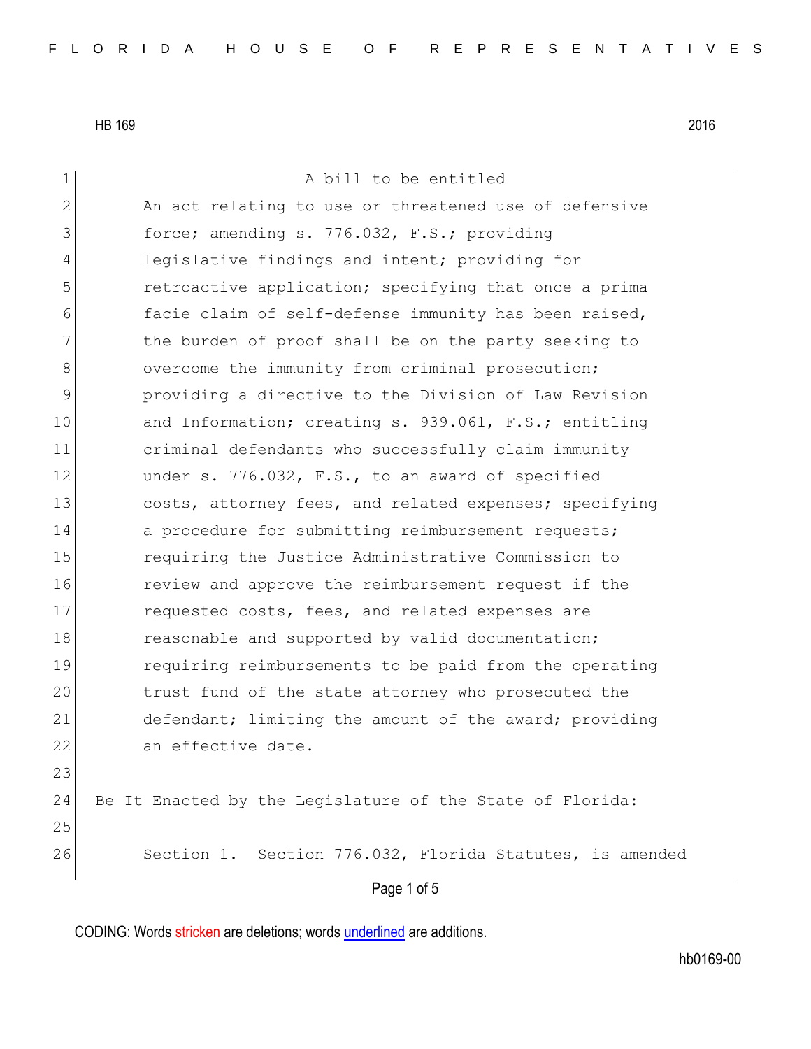HB 169 2016

A bill to be entitled

An act relating to use or threatened use of defensive force; amending s. 776.032, F.S.; providing legislative findings and intent; providing for retroactive application; specifying that once a prima facie claim of self-defense immunity has been raised, the burden of proof shall be on the party seeking to overcome the immunity from criminal prosecution; providing a directive to the Division of Law Revision and Information; creating s. 939.061, F.S.; entitling criminal defendants who successfully claim immunity under s. 776.032, F.S., to an award of specified costs, attorney fees, and related expenses; specifying a procedure for submitting reimbursement requests; requiring the Justice Administrative Commission to review and approve the reimbursement request if the requested costs, fees, and related expenses are reasonable and supported by valid documentation; requiring reimbursements to be paid from the operating trust fund of the state attorney who prosecuted the defendant; limiting the amount of the award; providing an effective date.

Be It Enacted by the Legislature of the State of Florida:

Section 1. Section 776.032, Florida Statutes, is amended

CODING: Words stricken are deletions; words underlined are additions.

hb0169-00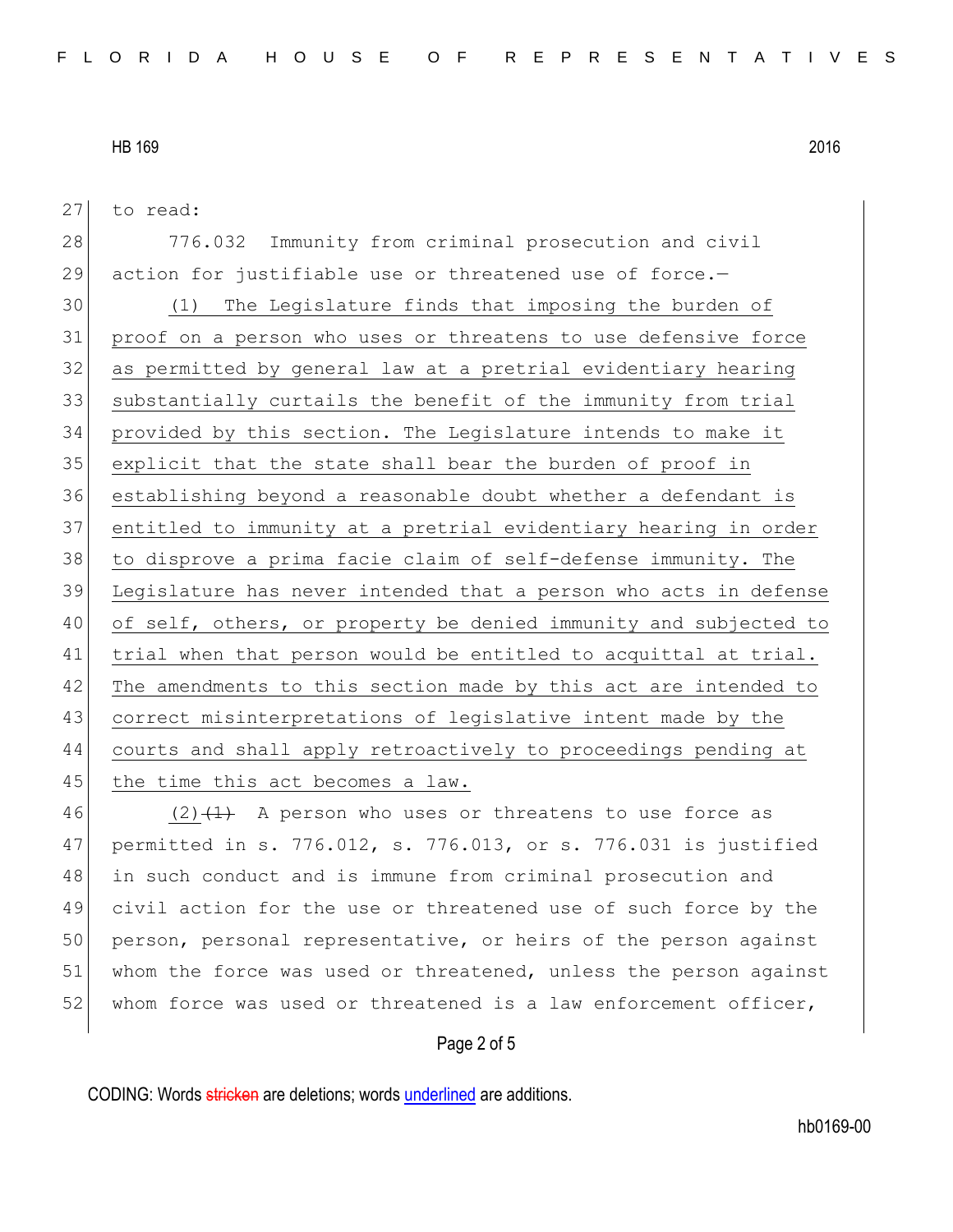to read:

776.032 Immunity from criminal prosecution and civil action for justifiable use or threatened use of force.—

(1) The Legislature finds that imposing the burden of proof on a person who uses or threatens to use defensive force as permitted by general law at a pretrial evidentiary hearing substantially curtails the benefit of the immunity from trial provided by this section. The Legislature intends to make it explicit that the state shall bear the burden of proof in establishing beyond a reasonable doubt whether a defendant is entitled to immunity at a pretrial evidentiary hearing in order to disprove a prima facie claim of self-defense immunity. The Legislature has never intended that a person who acts in defense of self, others, or property be denied immunity and subjected to trial when that person would be entitled to acquittal at trial. The amendments to this section made by this act are intended to correct misinterpretations of legislative intent made by the courts and shall apply retroactively to proceedings pending at the time this act becomes a law.

(2) ~~(1)~~ A person who uses or threatens to use force as permitted in s. 776.012, s. 776.013, or s. 776.031 is justified in such conduct and is immune from criminal prosecution and civil action for the use or threatened use of such force by the person, personal representative, or heirs of the person against whom the force was used or threatened, unless the person against whom force was used or threatened is a law enforcement officer,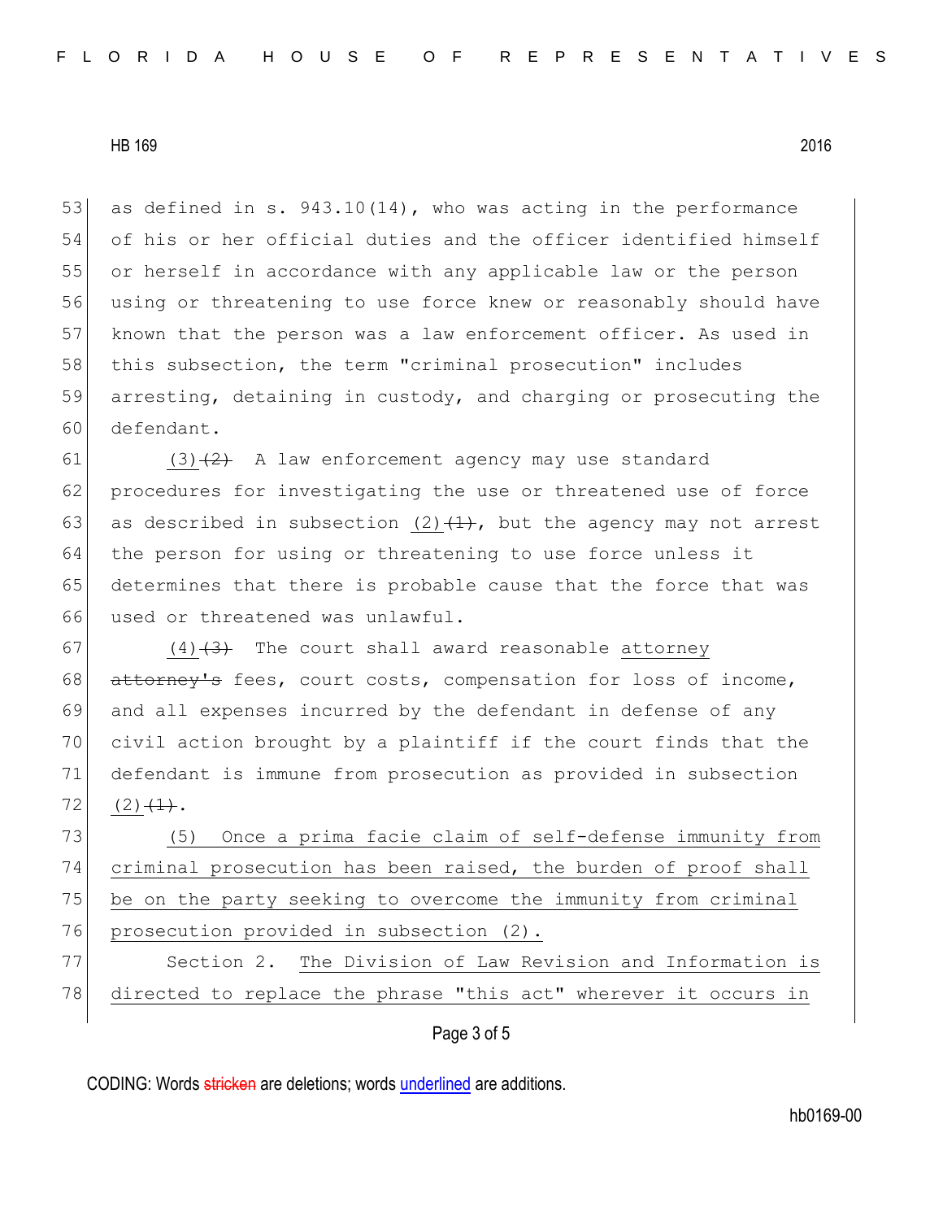53 as defined in s. 943.10(14), who was acting in the performance
54 of his or her official duties and the officer identified himself
55 or herself in accordance with any applicable law or the person
56 using or threatening to use force knew or reasonably should have
57 known that the person was a law enforcement officer. As used in
58 this subsection, the term "criminal prosecution" includes
59 arresting, detaining in custody, and charging or prosecuting the
60 defendant.

61 (3) ~~(2)~~ A law enforcement agency may use standard
62 procedures for investigating the use or threatened use of force
63 as described in subsection (2) ~~(1)~~, but the agency may not arrest
64 the person for using or threatening to use force unless it
65 determines that there is probable cause that the force that was
66 used or threatened was unlawful.

67 (4) ~~(3)~~ The court shall award reasonable attorney
68 ~~attorney's~~ fees, court costs, compensation for loss of income,
69 and all expenses incurred by the defendant in defense of any
70 civil action brought by a plaintiff if the court finds that the
71 defendant is immune from prosecution as provided in subsection
72 (2) ~~(1)~~.

73 (5) Once a prima facie claim of self-defense immunity from
74 criminal prosecution has been raised, the burden of proof shall
75 be on the party seeking to overcome the immunity from criminal
76 prosecution provided in subsection (2).

77 Section 2. The Division of Law Revision and Information is
78 directed to replace the phrase "this act" wherever it occurs in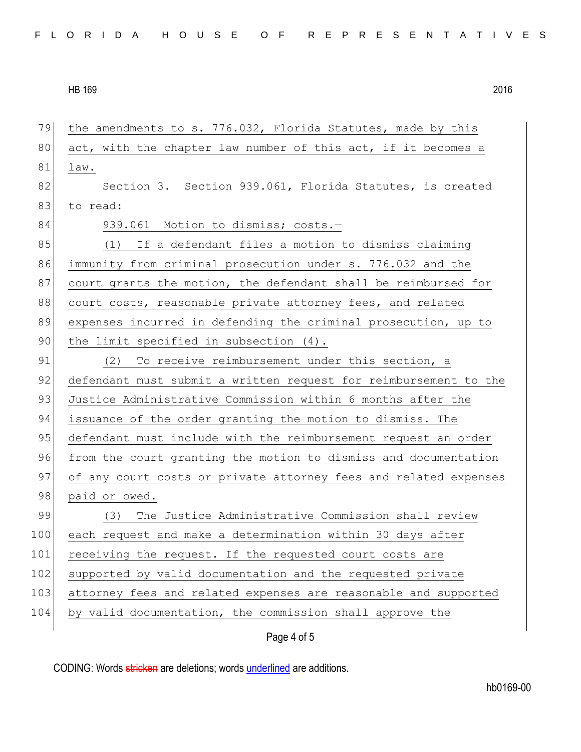the amendments to s. 776.032, Florida Statutes, made by this act, with the chapter law number of this act, if it becomes a law.

Section 3. Section 939.061, Florida Statutes, is created to read:

939.061 Motion to dismiss; costs.—

(1) If a defendant files a motion to dismiss claiming immunity from criminal prosecution under s. 776.032 and the court grants the motion, the defendant shall be reimbursed for court costs, reasonable private attorney fees, and related expenses incurred in defending the criminal prosecution, up to the limit specified in subsection (4).

(2) To receive reimbursement under this section, a defendant must submit a written request for reimbursement to the Justice Administrative Commission within 6 months after the issuance of the order granting the motion to dismiss. The defendant must include with the reimbursement request an order from the court granting the motion to dismiss and documentation of any court costs or private attorney fees and related expenses paid or owed.

(3) The Justice Administrative Commission shall review each request and make a determination within 30 days after receiving the request. If the requested court costs are supported by valid documentation and the requested private attorney fees and related expenses are reasonable and supported by valid documentation, the commission shall approve the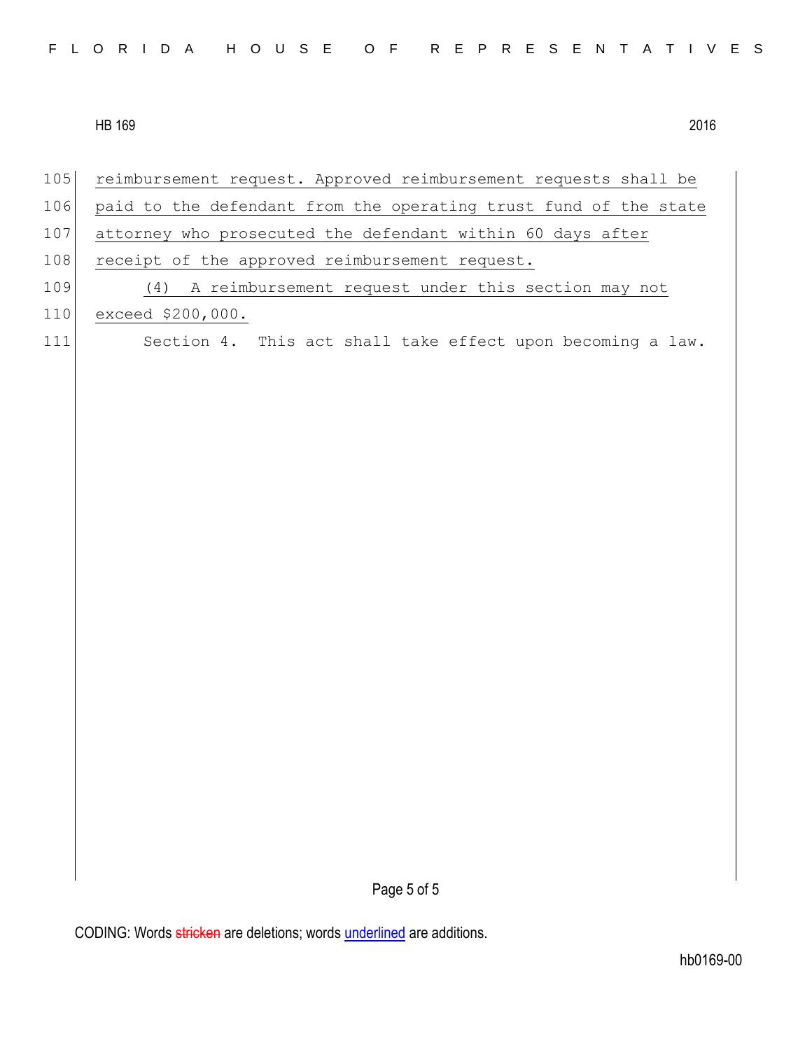105 reimbursement request. Approved reimbursement requests shall be
106 paid to the defendant from the operating trust fund of the state
107 attorney who prosecuted the defendant within 60 days after
108 receipt of the approved reimbursement request.

109 (4) A reimbursement request under this section may not
110 exceed $200,000.

111 Section 4. This act shall take effect upon becoming a law.

CODING: Words stricken are deletions; words underlined are additions.